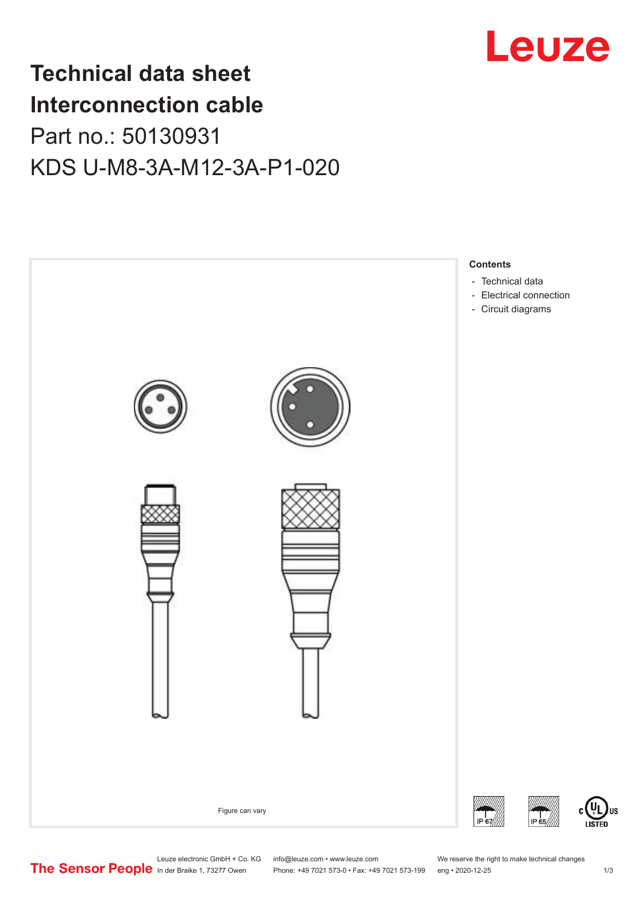# Technical data sheet
# Interconnection cable

Part no.: 50130931

KDS U-M8-3A-M12-3A-P1-020

Figure can vary

**Contents**

- Technical data
- Electrical connection
- Circuit diagrams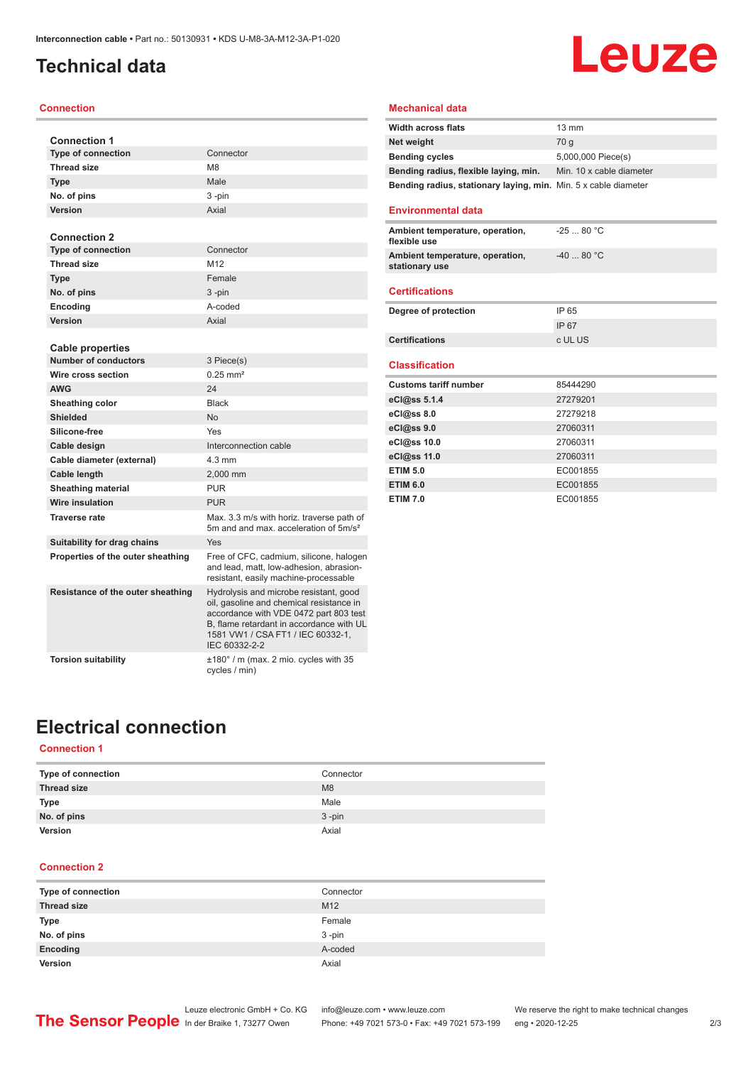# Technical data

## Connection

### Connection 1

| | |
|---|---|
| Type of connection | Connector |
| Thread size | M8 |
| Type | Male |
| No. of pins | 3 -pin |
| Version | Axial |

### Connection 2

| | |
|---|---|
| Type of connection | Connector |
| Thread size | M12 |
| Type | Female |
| No. of pins | 3 -pin |
| Encoding | A-coded |
| Version | Axial |

### Cable properties

| | |
|---|---|
| Number of conductors | 3 Piece(s) |
| Wire cross section | 0.25 mm² |
| AWG | 24 |
| Sheathing color | Black |
| Shielded | No |
| Silicone-free | Yes |
| Cable design | Interconnection cable |
| Cable diameter (external) | 4.3 mm |
| Cable length | 2,000 mm |
| Sheathing material | PUR |
| Wire insulation | PUR |
| Traverse rate | Max. 3.3 m/s with horiz. traverse path of 5m and and max. acceleration of 5m/s² |
| Suitability for drag chains | Yes |
| Properties of the outer sheathing | Free of CFC, cadmium, silicone, halogen and lead, matt, low-adhesion, abrasion-resistant, easily machine-processable |
| Resistance of the outer sheathing | Hydrolysis and microbe resistant, good oil, gasoline and chemical resistance in accordance with VDE 0472 part 803 test B, flame retardant in accordance with UL 1581 VW1 / CSA FT1 / IEC 60332-1, IEC 60332-2-2 |
| Torsion suitability | ±180° / m (max. 2 mio. cycles with 35 cycles / min) |

## Mechanical data

| | |
|---|---|
| Width across flats | 13 mm |
| Net weight | 70 g |
| Bending cycles | 5,000,000 Piece(s) |
| Bending radius, flexible laying, min. | Min. 10 x cable diameter |
| Bending radius, stationary laying, min. | Min. 5 x cable diameter |

## Environmental data

| | |
|---|---|
| Ambient temperature, operation, flexible use | -25 ... 80 °C |
| Ambient temperature, operation, stationary use | -40 ... 80 °C |

## Certifications

| | |
|---|---|
| Degree of protection | IP 65 |
| | IP 67 |
| Certifications | c UL US |

## Classification

| | |
|---|---|
| Customs tariff number | 85444290 |
| eCl@ss 5.1.4 | 27279201 |
| eCl@ss 8.0 | 27279218 |
| eCl@ss 9.0 | 27060311 |
| eCl@ss 10.0 | 27060311 |
| eCl@ss 11.0 | 27060311 |
| ETIM 5.0 | EC001855 |
| ETIM 6.0 | EC001855 |
| ETIM 7.0 | EC001855 |

# Electrical connection

## Connection 1

| | |
|---|---|
| Type of connection | Connector |
| Thread size | M8 |
| Type | Male |
| No. of pins | 3 -pin |
| Version | Axial |

## Connection 2

| | |
|---|---|
| Type of connection | Connector |
| Thread size | M12 |
| Type | Female |
| No. of pins | 3 -pin |
| Encoding | A-coded |
| Version | Axial |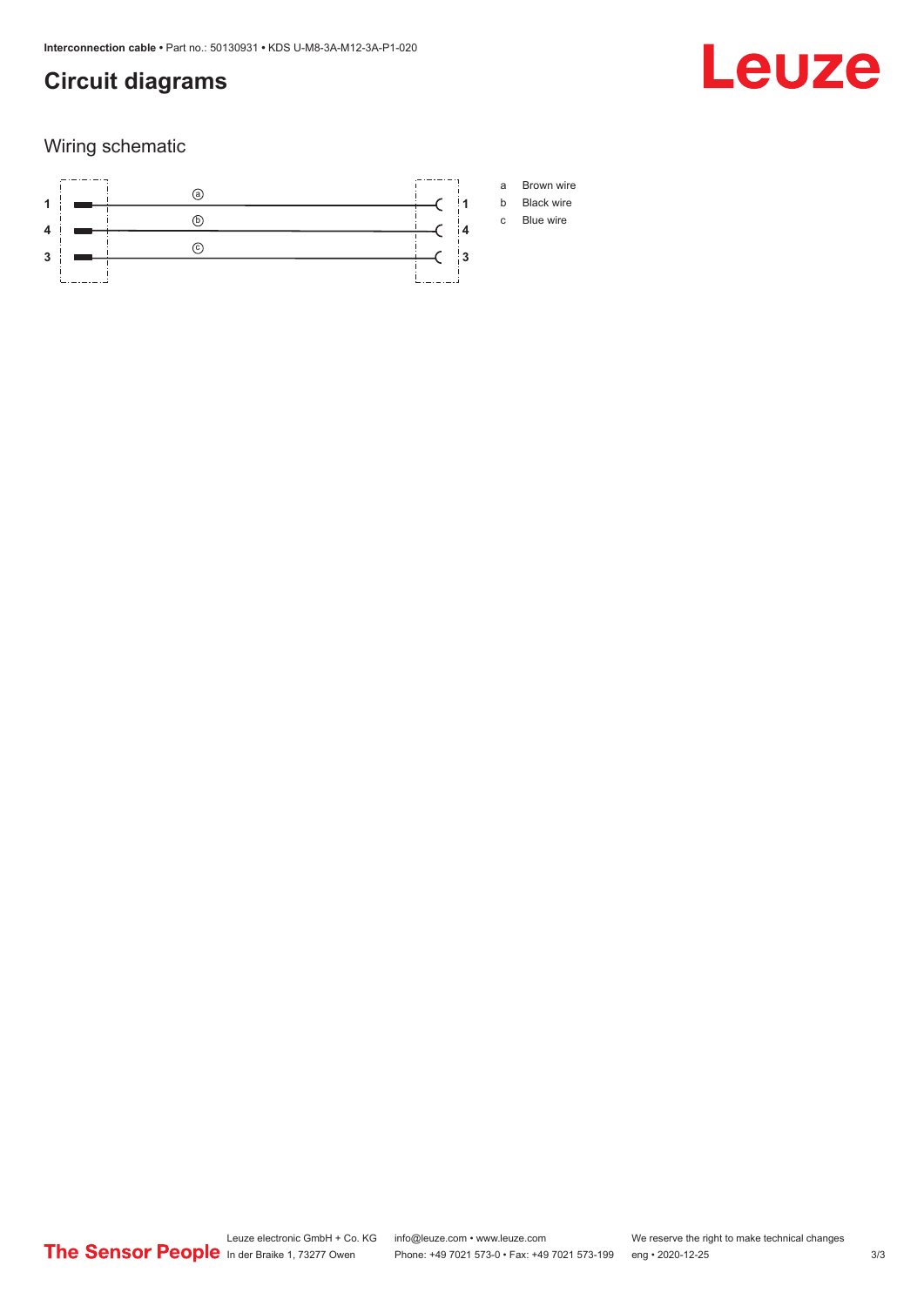# Circuit diagrams

## Wiring schematic

1
4
3

a
b
c

1
4
3

a Brown wire
b Black wire
c Blue wire